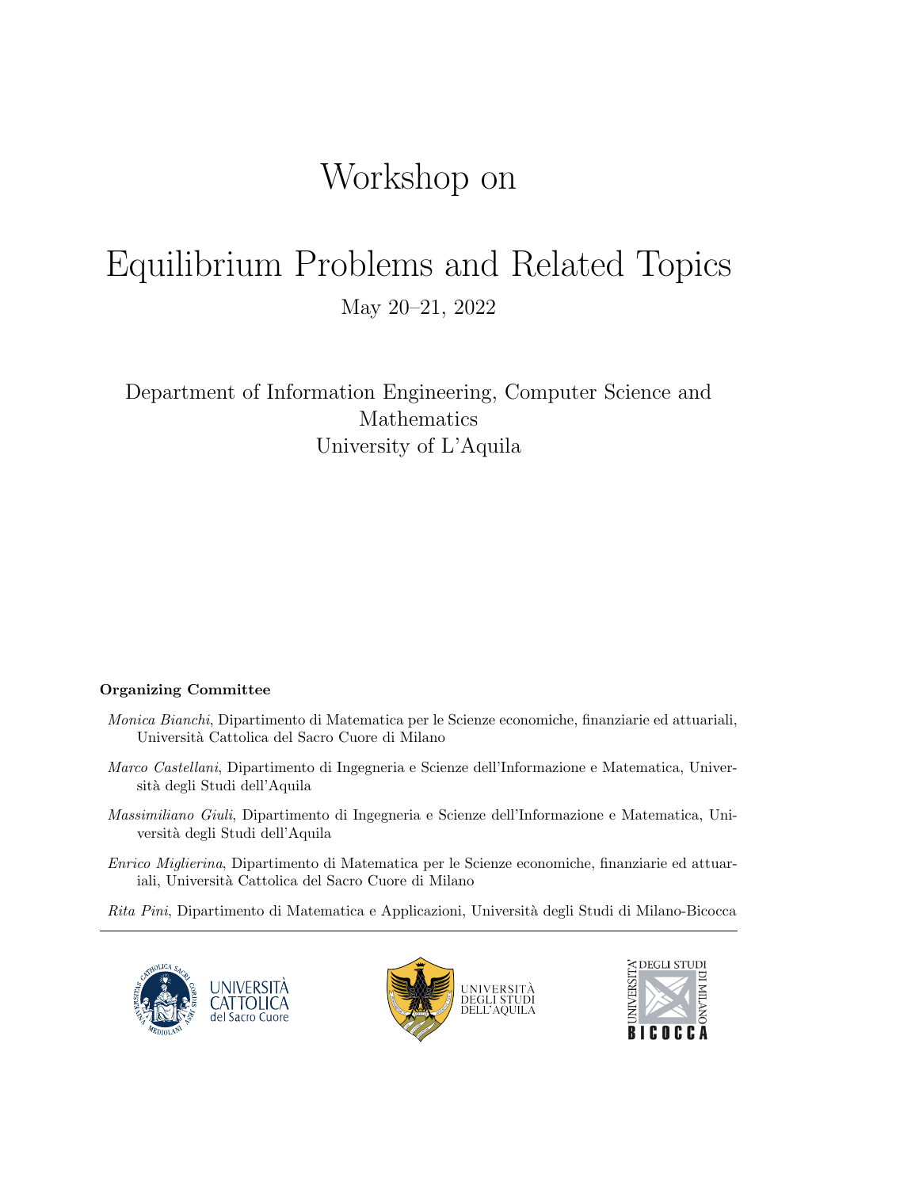# Workshop on

# Equilibrium Problems and Related Topics

May 20–21, 2022

Department of Information Engineering, Computer Science and Mathematics
University of L'Aquila

**Organizing Committee**

*Monica Bianchi*, Dipartimento di Matematica per le Scienze economiche, finanziarie ed attuariali, Università Cattolica del Sacro Cuore di Milano

*Marco Castellani*, Dipartimento di Ingegneria e Scienze dell'Informazione e Matematica, Università degli Studi dell'Aquila

*Massimiliano Giuli*, Dipartimento di Ingegneria e Scienze dell'Informazione e Matematica, Università degli Studi dell'Aquila

*Enrico Miglierina*, Dipartimento di Matematica per le Scienze economiche, finanziarie ed attuariali, Università Cattolica del Sacro Cuore di Milano

*Rita Pini*, Dipartimento di Matematica e Applicazioni, Università degli Studi di Milano-Bicocca

---

UNIVERSITÀ CATTOLICA del Sacro Cuore

UNIVERSITÀ DEGLI STUDI DELL'AQUILA

UNIVERSITÀ DEGLI STUDI DI MILANO BICOCCA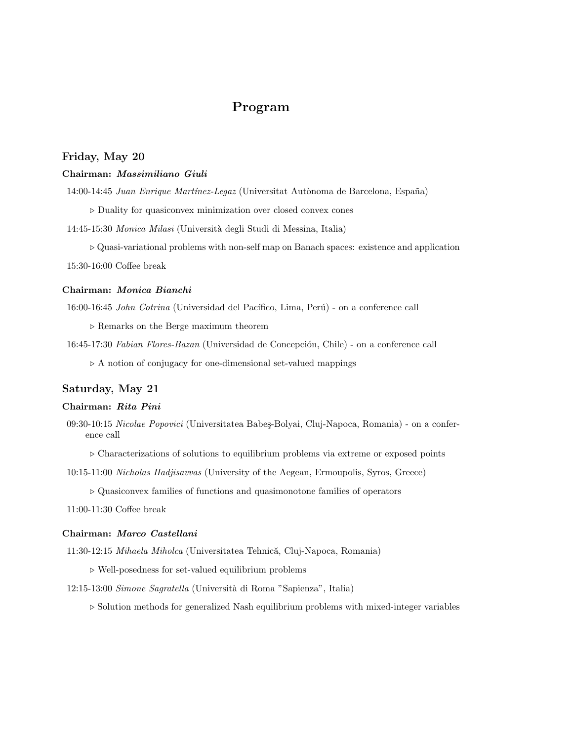# Program

## Friday, May 20

### Chairman: *Massimiliano Giuli*

14:00-14:45 *Juan Enrique Martínez-Legaz* (Universitat Autònoma de Barcelona, España)

▷ Duality for quasiconvex minimization over closed convex cones

14:45-15:30 *Monica Milasi* (Università degli Studi di Messina, Italia)

▷ Quasi-variational problems with non-self map on Banach spaces: existence and application

15:30-16:00 Coffee break

### Chairman: *Monica Bianchi*

16:00-16:45 *John Cotrina* (Universidad del Pacífico, Lima, Perú) - on a conference call

▷ Remarks on the Berge maximum theorem

16:45-17:30 *Fabian Flores-Bazan* (Universidad de Concepción, Chile) - on a conference call

▷ A notion of conjugacy for one-dimensional set-valued mappings

## Saturday, May 21

### Chairman: *Rita Pini*

09:30-10:15 *Nicolae Popovici* (Universitatea Babeş-Bolyai, Cluj-Napoca, Romania) - on a conference call

▷ Characterizations of solutions to equilibrium problems via extreme or exposed points

10:15-11:00 *Nicholas Hadjisavvas* (University of the Aegean, Ermoupolis, Syros, Greece)

▷ Quasiconvex families of functions and quasimonotone families of operators

11:00-11:30 Coffee break

### Chairman: *Marco Castellani*

11:30-12:15 *Mihaela Miholca* (Universitatea Tehnică, Cluj-Napoca, Romania)

▷ Well-posedness for set-valued equilibrium problems

12:15-13:00 *Simone Sagratella* (Università di Roma "Sapienza", Italia)

▷ Solution methods for generalized Nash equilibrium problems with mixed-integer variables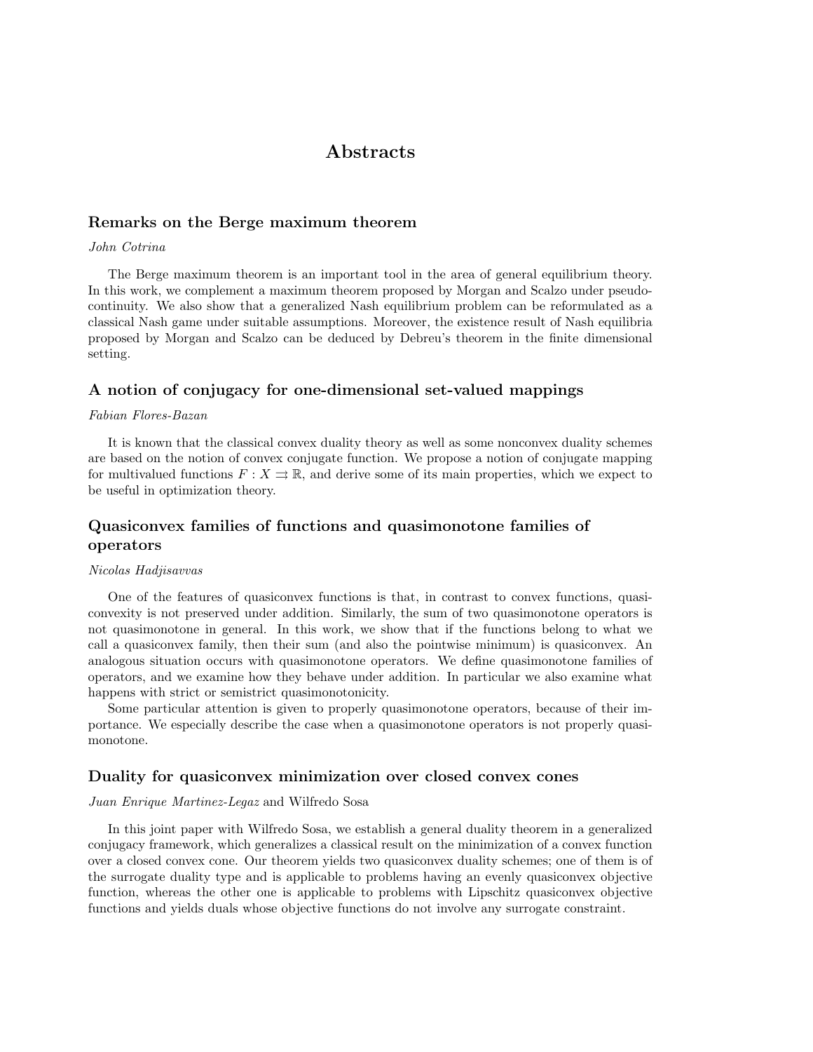# Abstracts

## Remarks on the Berge maximum theorem

*John Cotrina*

The Berge maximum theorem is an important tool in the area of general equilibrium theory. In this work, we complement a maximum theorem proposed by Morgan and Scalzo under pseudo-continuity. We also show that a generalized Nash equilibrium problem can be reformulated as a classical Nash game under suitable assumptions. Moreover, the existence result of Nash equilibria proposed by Morgan and Scalzo can be deduced by Debreu's theorem in the finite dimensional setting.

## A notion of conjugacy for one-dimensional set-valued mappings

*Fabian Flores-Bazan*

It is known that the classical convex duality theory as well as some nonconvex duality schemes are based on the notion of convex conjugate function. We propose a notion of conjugate mapping for multivalued functions $F : X \rightrightarrows \mathbb{R}$, and derive some of its main properties, which we expect to be useful in optimization theory.

## Quasiconvex families of functions and quasimonotone families of operators

*Nicolas Hadjisavvas*

One of the features of quasiconvex functions is that, in contrast to convex functions, quasiconvexity is not preserved under addition. Similarly, the sum of two quasimonotone operators is not quasimonotone in general. In this work, we show that if the functions belong to what we call a quasiconvex family, then their sum (and also the pointwise minimum) is quasiconvex. An analogous situation occurs with quasimonotone operators. We define quasimonotone families of operators, and we examine how they behave under addition. In particular we also examine what happens with strict or semistrict quasimonotonicity.

Some particular attention is given to properly quasimonotone operators, because of their importance. We especially describe the case when a quasimonotone operators is not properly quasimonotone.

## Duality for quasiconvex minimization over closed convex cones

*Juan Enrique Martinez-Legaz* and Wilfredo Sosa

In this joint paper with Wilfredo Sosa, we establish a general duality theorem in a generalized conjugacy framework, which generalizes a classical result on the minimization of a convex function over a closed convex cone. Our theorem yields two quasiconvex duality schemes; one of them is of the surrogate duality type and is applicable to problems having an evenly quasiconvex objective function, whereas the other one is applicable to problems with Lipschitz quasiconvex objective functions and yields duals whose objective functions do not involve any surrogate constraint.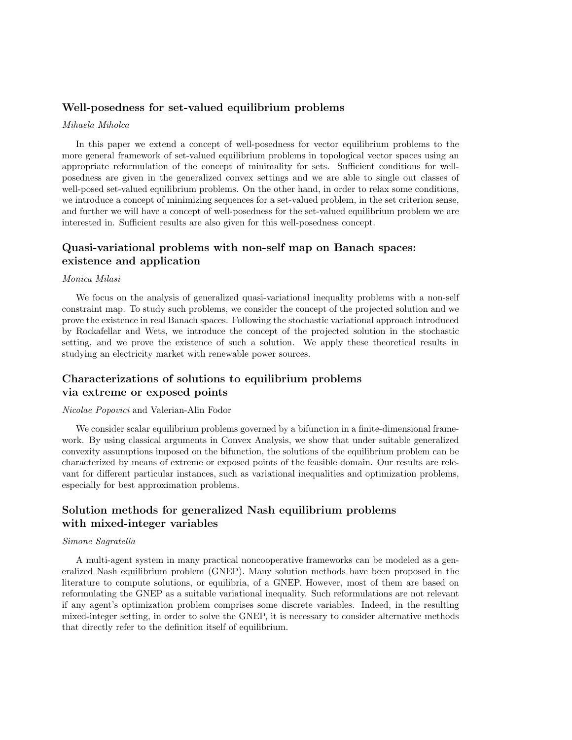## Well-posedness for set-valued equilibrium problems

*Mihaela Miholca*

In this paper we extend a concept of well-posedness for vector equilibrium problems to the more general framework of set-valued equilibrium problems in topological vector spaces using an appropriate reformulation of the concept of minimality for sets. Sufficient conditions for well-posedness are given in the generalized convex settings and we are able to single out classes of well-posed set-valued equilibrium problems. On the other hand, in order to relax some conditions, we introduce a concept of minimizing sequences for a set-valued problem, in the set criterion sense, and further we will have a concept of well-posedness for the set-valued equilibrium problem we are interested in. Sufficient results are also given for this well-posedness concept.

## Quasi-variational problems with non-self map on Banach spaces: existence and application

*Monica Milasi*

We focus on the analysis of generalized quasi-variational inequality problems with a non-self constraint map. To study such problems, we consider the concept of the projected solution and we prove the existence in real Banach spaces. Following the stochastic variational approach introduced by Rockafellar and Wets, we introduce the concept of the projected solution in the stochastic setting, and we prove the existence of such a solution. We apply these theoretical results in studying an electricity market with renewable power sources.

## Characterizations of solutions to equilibrium problems via extreme or exposed points

*Nicolae Popovici* and Valerian-Alin Fodor

We consider scalar equilibrium problems governed by a bifunction in a finite-dimensional framework. By using classical arguments in Convex Analysis, we show that under suitable generalized convexity assumptions imposed on the bifunction, the solutions of the equilibrium problem can be characterized by means of extreme or exposed points of the feasible domain. Our results are relevant for different particular instances, such as variational inequalities and optimization problems, especially for best approximation problems.

## Solution methods for generalized Nash equilibrium problems with mixed-integer variables

*Simone Sagratella*

A multi-agent system in many practical noncooperative frameworks can be modeled as a generalized Nash equilibrium problem (GNEP). Many solution methods have been proposed in the literature to compute solutions, or equilibria, of a GNEP. However, most of them are based on reformulating the GNEP as a suitable variational inequality. Such reformulations are not relevant if any agent's optimization problem comprises some discrete variables. Indeed, in the resulting mixed-integer setting, in order to solve the GNEP, it is necessary to consider alternative methods that directly refer to the definition itself of equilibrium.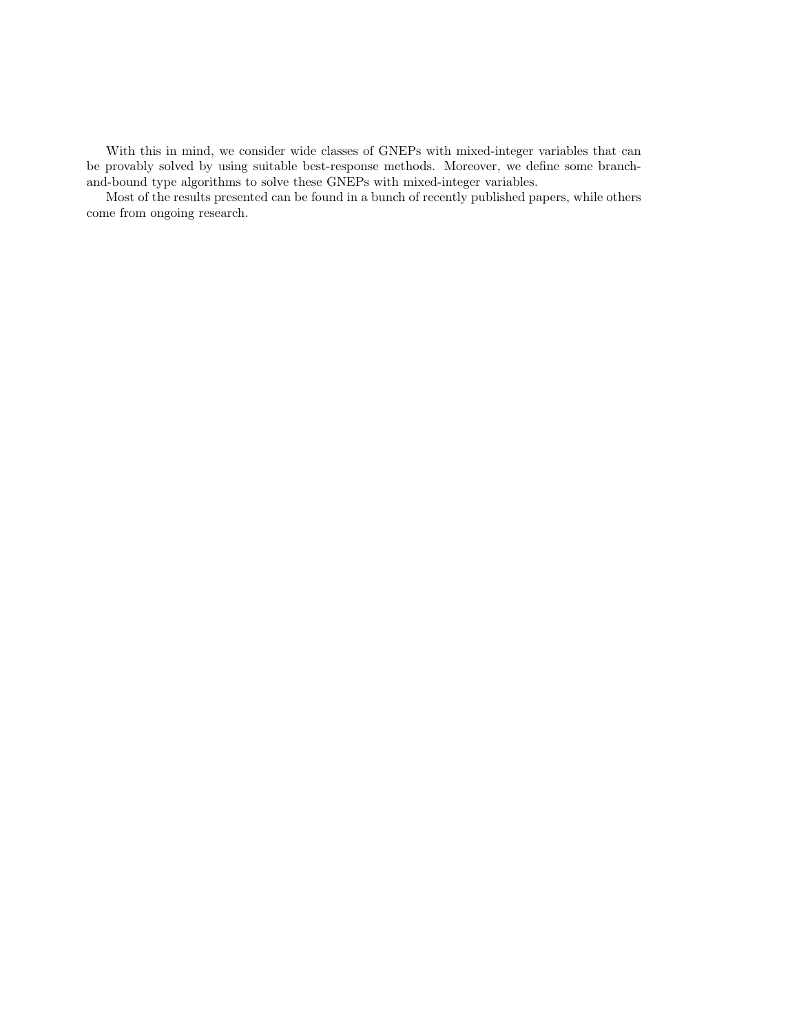With this in mind, we consider wide classes of GNEPs with mixed-integer variables that can be provably solved by using suitable best-response methods. Moreover, we define some branch-and-bound type algorithms to solve these GNEPs with mixed-integer variables.

Most of the results presented can be found in a bunch of recently published papers, while others come from ongoing research.